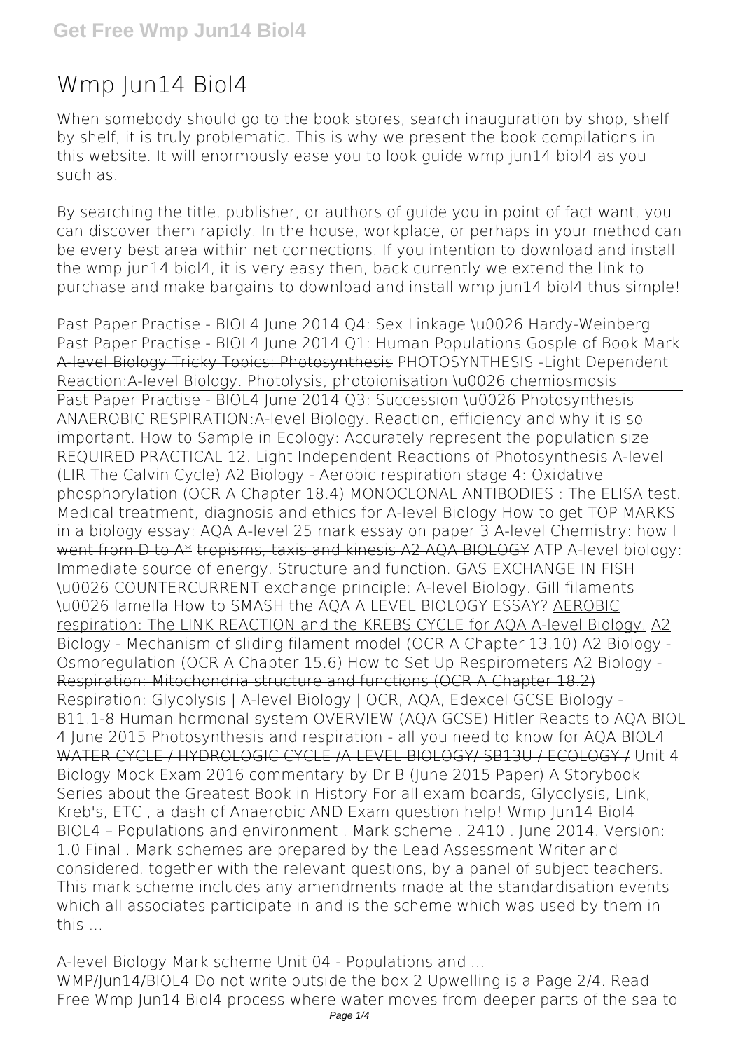# Wmp Jun14 Biol4

When somebody should go to the book stores, search inauguration by shop, shelf by shelf, it is truly problematic. This is why we present the book compilations in this website. It will enormously ease you to look guide wmp jun14 biol4 as you such as.

By searching the title, publisher, or authors of guide you in point of fact want, you can discover them rapidly. In the house, workplace, or perhaps in your method can be every best area within net connections. If you intention to download and install the wmp jun14 biol4, it is very easy then, back currently we extend the link to purchase and make bargains to download and install wmp jun14 biol4 thus simple!

Past Paper Practise - BIOL4 June 2014 Q4: Sex Linkage \u0026 Hardy-Weinberg Past Paper Practise - BIOL4 June 2014 Q1: Human Populations Gosple of Book Mark ~~A-level Biology Tricky Topics: Photosynthesis~~ PHOTOSYNTHESIS -Light Dependent Reaction:A-level Biology. Photolysis, photoionisation \u0026 chemiosmosis

Past Paper Practise - BIOL4 June 2014 Q3: Succession \u0026 Photosynthesis ~~ANAEROBIC RESPIRATION:A-level Biology. Reaction, efficiency and why it is so important.~~ How to Sample in Ecology: Accurately represent the population size REQUIRED PRACTICAL 12. Light Independent Reactions of Photosynthesis A-level (LIR The Calvin Cycle) A2 Biology - Aerobic respiration stage 4: Oxidative phosphorylation (OCR A Chapter 18.4) ~~MONOCLONAL ANTIBODIES : The ELISA test. Medical treatment, diagnosis and ethics for A-level Biology~~ ~~How to get TOP MARKS in a biology essay: AQA A-level 25 mark essay on paper 3~~ ~~A-level Chemistry: how I went from D to A*~~ ~~tropisms, taxis and kinesis A2 AQA BIOLOGY~~ ATP A-level biology: Immediate source of energy. Structure and function. GAS EXCHANGE IN FISH \u0026 COUNTERCURRENT exchange principle: A-level Biology. Gill filaments \u0026 lamella How to SMASH the AQA A LEVEL BIOLOGY ESSAY? AEROBIC respiration: The LINK REACTION and the KREBS CYCLE for AQA A-level Biology. A2 Biology - Mechanism of sliding filament model (OCR A Chapter 13.10) ~~A2 Biology - Osmoregulation (OCR A Chapter 15.6)~~ How to Set Up Respirometers ~~A2 Biology - Respiration: Mitochondria structure and functions (OCR A Chapter 18.2)~~ ~~Respiration: Glycolysis | A-level Biology | OCR, AQA, Edexcel~~ ~~GCSE Biology - B11.1-8 Human hormonal system OVERVIEW (AQA GCSE)~~ Hitler Reacts to AQA BIOL 4 June 2015 Photosynthesis and respiration - all you need to know for AQA BIOL4 ~~WATER CYCLE / HYDROLOGIC CYCLE /A-LEVEL BIOLOGY/ SB13U / ECOLOGY /~~ Unit 4 Biology Mock Exam 2016 commentary by Dr B (June 2015 Paper) ~~A Storybook Series about the Greatest Book in History~~ For all exam boards, Glycolysis, Link, Kreb's, ETC , a dash of Anaerobic AND Exam question help! Wmp Jun14 Biol4

BIOL4 – Populations and environment . Mark scheme . 2410 . June 2014. Version: 1.0 Final . Mark schemes are prepared by the Lead Assessment Writer and considered, together with the relevant questions, by a panel of subject teachers. This mark scheme includes any amendments made at the standardisation events which all associates participate in and is the scheme which was used by them in this ...

**A-level Biology Mark scheme Unit 04 - Populations and ...**

WMP/Jun14/BIOL4 Do not write outside the box 2 Upwelling is a Page 2/4. Read Free Wmp Jun14 Biol4 process where water moves from deeper parts of the sea to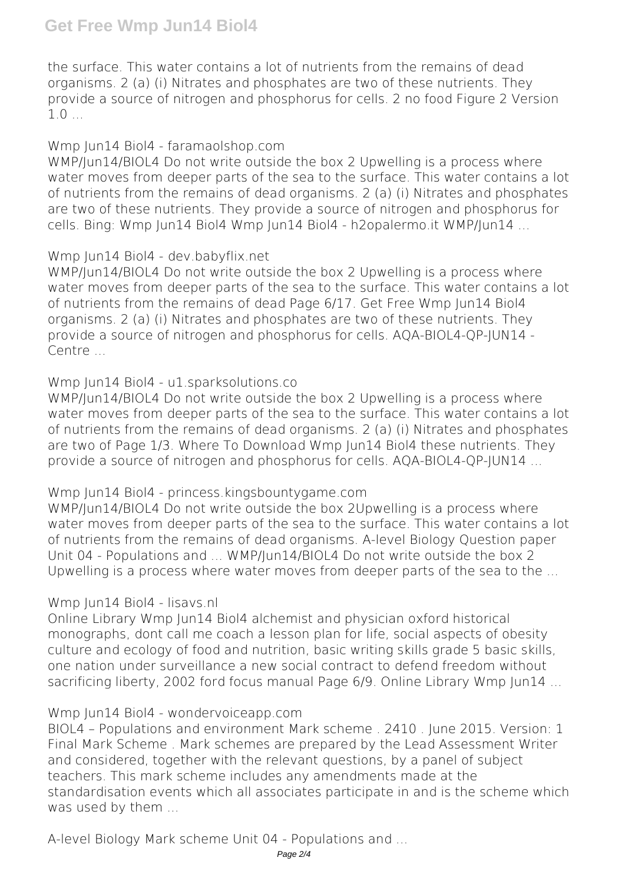the surface. This water contains a lot of nutrients from the remains of dead organisms. 2 (a) (i) Nitrates and phosphates are two of these nutrients. They provide a source of nitrogen and phosphorus for cells. 2 no food Figure 2 Version 1.0 ...

### Wmp Jun14 Biol4 - faramaolshop.com

WMP/Jun14/BIOL4 Do not write outside the box 2 Upwelling is a process where water moves from deeper parts of the sea to the surface. This water contains a lot of nutrients from the remains of dead organisms. 2 (a) (i) Nitrates and phosphates are two of these nutrients. They provide a source of nitrogen and phosphorus for cells. Bing: Wmp Jun14 Biol4 Wmp Jun14 Biol4 - h2opalermo.it WMP/Jun14 ...

### Wmp Jun14 Biol4 - dev.babyflix.net

WMP/Jun14/BIOL4 Do not write outside the box 2 Upwelling is a process where water moves from deeper parts of the sea to the surface. This water contains a lot of nutrients from the remains of dead Page 6/17. Get Free Wmp Jun14 Biol4 organisms. 2 (a) (i) Nitrates and phosphates are two of these nutrients. They provide a source of nitrogen and phosphorus for cells. AQA-BIOL4-QP-JUN14 - Centre ...

### Wmp Jun14 Biol4 - u1.sparksolutions.co

WMP/Jun14/BIOL4 Do not write outside the box 2 Upwelling is a process where water moves from deeper parts of the sea to the surface. This water contains a lot of nutrients from the remains of dead organisms. 2 (a) (i) Nitrates and phosphates are two of Page 1/3. Where To Download Wmp Jun14 Biol4 these nutrients. They provide a source of nitrogen and phosphorus for cells. AQA-BIOL4-QP-JUN14 ...

### Wmp Jun14 Biol4 - princess.kingsbountygame.com

WMP/Jun14/BIOL4 Do not write outside the box 2Upwelling is a process where water moves from deeper parts of the sea to the surface. This water contains a lot of nutrients from the remains of dead organisms. A-level Biology Question paper Unit 04 - Populations and ... WMP/Jun14/BIOL4 Do not write outside the box 2 Upwelling is a process where water moves from deeper parts of the sea to the ...

### Wmp Jun14 Biol4 - lisavs.nl

Online Library Wmp Jun14 Biol4 alchemist and physician oxford historical monographs, dont call me coach a lesson plan for life, social aspects of obesity culture and ecology of food and nutrition, basic writing skills grade 5 basic skills, one nation under surveillance a new social contract to defend freedom without sacrificing liberty, 2002 ford focus manual Page 6/9. Online Library Wmp Jun14 ...

### Wmp Jun14 Biol4 - wondervoiceapp.com

BIOL4 – Populations and environment Mark scheme . 2410 . June 2015. Version: 1 Final Mark Scheme . Mark schemes are prepared by the Lead Assessment Writer and considered, together with the relevant questions, by a panel of subject teachers. This mark scheme includes any amendments made at the standardisation events which all associates participate in and is the scheme which was used by them ...

### A-level Biology Mark scheme Unit 04 - Populations and ...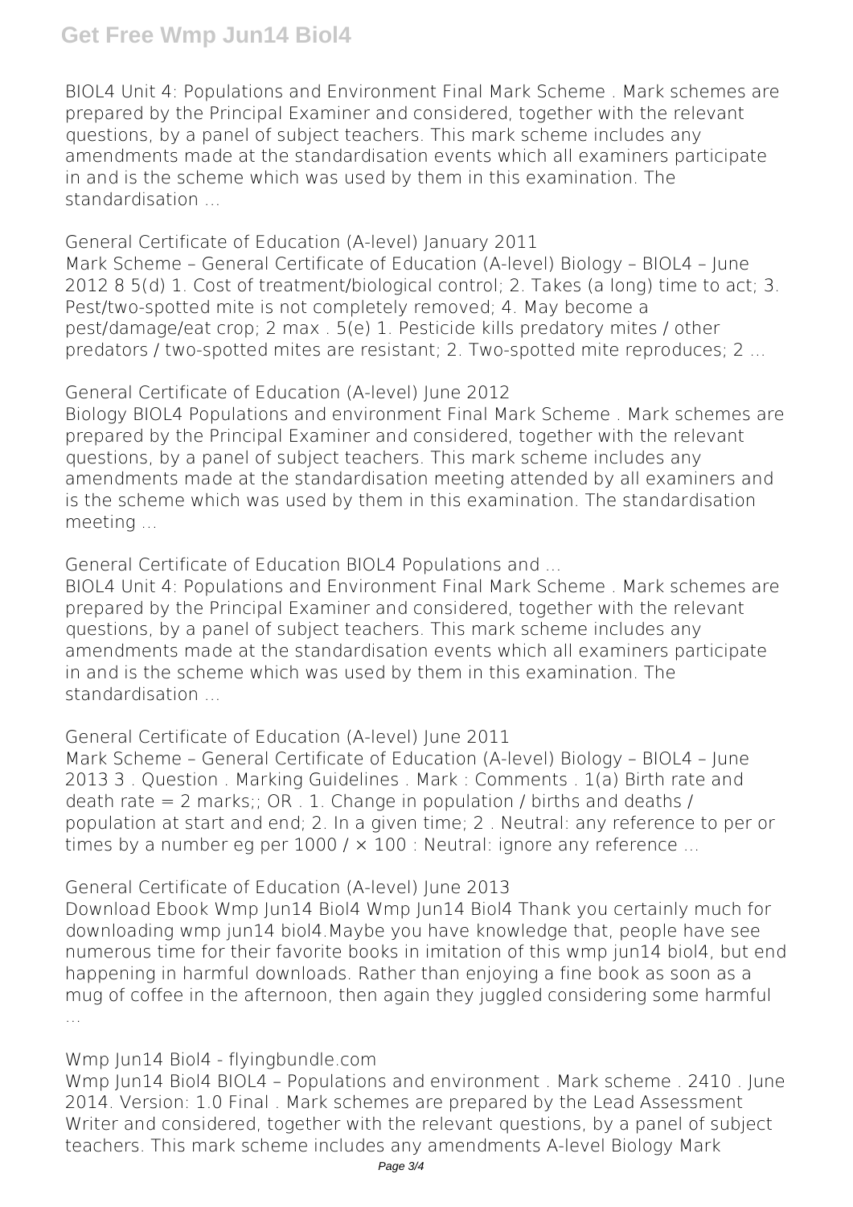BIOL4 Unit 4: Populations and Environment Final Mark Scheme . Mark schemes are prepared by the Principal Examiner and considered, together with the relevant questions, by a panel of subject teachers. This mark scheme includes any amendments made at the standardisation events which all examiners participate in and is the scheme which was used by them in this examination. The standardisation ...

**General Certificate of Education (A-level) January 2011**

Mark Scheme – General Certificate of Education (A-level) Biology – BIOL4 – June 2012 8 5(d) 1. Cost of treatment/biological control; 2. Takes (a long) time to act; 3. Pest/two-spotted mite is not completely removed; 4. May become a pest/damage/eat crop; 2 max . 5(e) 1. Pesticide kills predatory mites / other predators / two-spotted mites are resistant; 2. Two-spotted mite reproduces; 2 ...

**General Certificate of Education (A-level) June 2012**

Biology BIOL4 Populations and environment Final Mark Scheme . Mark schemes are prepared by the Principal Examiner and considered, together with the relevant questions, by a panel of subject teachers. This mark scheme includes any amendments made at the standardisation meeting attended by all examiners and is the scheme which was used by them in this examination. The standardisation meeting ...

**General Certificate of Education BIOL4 Populations and ...**

BIOL4 Unit 4: Populations and Environment Final Mark Scheme . Mark schemes are prepared by the Principal Examiner and considered, together with the relevant questions, by a panel of subject teachers. This mark scheme includes any amendments made at the standardisation events which all examiners participate in and is the scheme which was used by them in this examination. The standardisation ...

**General Certificate of Education (A-level) June 2011**

Mark Scheme – General Certificate of Education (A-level) Biology – BIOL4 – June 2013 3 . Question . Marking Guidelines . Mark : Comments . 1(a) Birth rate and death rate = 2 marks;; OR . 1. Change in population / births and deaths / population at start and end; 2. In a given time; 2 . Neutral: any reference to per or times by a number eg per 1000 / × 100 : Neutral: ignore any reference ...

**General Certificate of Education (A-level) June 2013**

Download Ebook Wmp Jun14 Biol4 Wmp Jun14 Biol4 Thank you certainly much for downloading wmp jun14 biol4.Maybe you have knowledge that, people have see numerous time for their favorite books in imitation of this wmp jun14 biol4, but end happening in harmful downloads. Rather than enjoying a fine book as soon as a mug of coffee in the afternoon, then again they juggled considering some harmful ...

**Wmp Jun14 Biol4 - flyingbundle.com**

Wmp Jun14 Biol4 BIOL4 – Populations and environment . Mark scheme . 2410 . June 2014. Version: 1.0 Final . Mark schemes are prepared by the Lead Assessment Writer and considered, together with the relevant questions, by a panel of subject teachers. This mark scheme includes any amendments A-level Biology Mark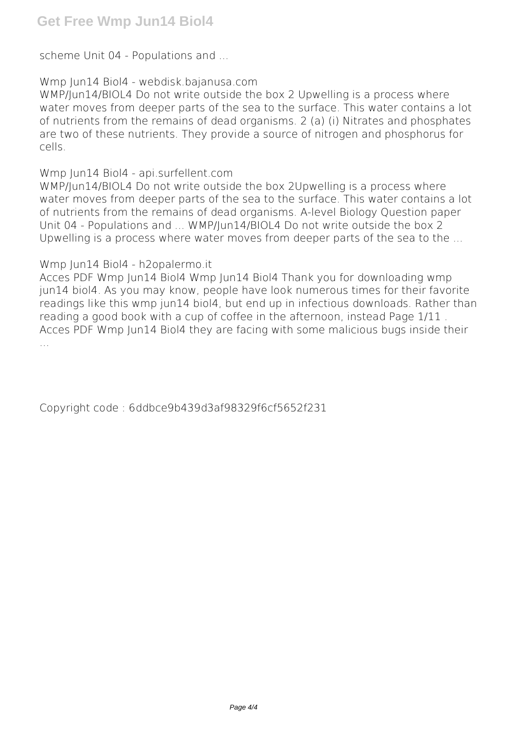scheme Unit 04 - Populations and ...

Wmp Jun14 Biol4 - webdisk.bajanusa.com

WMP/Jun14/BIOL4 Do not write outside the box 2 Upwelling is a process where water moves from deeper parts of the sea to the surface. This water contains a lot of nutrients from the remains of dead organisms. 2 (a) (i) Nitrates and phosphates are two of these nutrients. They provide a source of nitrogen and phosphorus for cells.

Wmp Jun14 Biol4 - api.surfellent.com

WMP/Jun14/BIOL4 Do not write outside the box 2Upwelling is a process where water moves from deeper parts of the sea to the surface. This water contains a lot of nutrients from the remains of dead organisms. A-level Biology Question paper Unit 04 - Populations and ... WMP/Jun14/BIOL4 Do not write outside the box 2 Upwelling is a process where water moves from deeper parts of the sea to the ...

Wmp Jun14 Biol4 - h2opalermo.it

Acces PDF Wmp Jun14 Biol4 Wmp Jun14 Biol4 Thank you for downloading wmp jun14 biol4. As you may know, people have look numerous times for their favorite readings like this wmp jun14 biol4, but end up in infectious downloads. Rather than reading a good book with a cup of coffee in the afternoon, instead Page 1/11 . Acces PDF Wmp Jun14 Biol4 they are facing with some malicious bugs inside their ...

Copyright code : 6ddbce9b439d3af98329f6cf5652f231